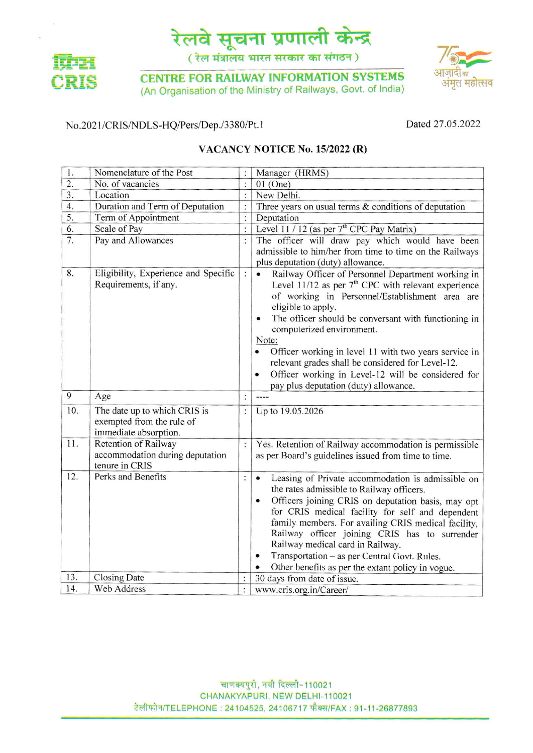# रेलवे सूचना प्रणाली केन्द्र

( रेल मंत्रालय भारत सरकार का संगठन )

## CENTRE FOR RAILWAY INFORMATION SYSTEMS

(An Organisation of the Ministry of Railways, Govt. of India)

No.2021/CRIS/NDLS-HQ/Pers/Dep./3380/Pt.1 Dated 27.05.2022

### VACANCY NOTICE No. 15/2022 (R)

| | | | |
|---|---|---|---|
| 1. | Nomenclature of the Post | : | Manager (HRMS) |
| 2. | No. of vacancies | : | 01 (One) |
| 3. | Location | : | New Delhi. |
| 4. | Duration and Term of Deputation | : | Three years on usual terms & conditions of deputation |
| 5. | Term of Appointment | : | Deputation |
| 6. | Scale of Pay | : | Level 11 / 12 (as per 7th CPC Pay Matrix) |
| 7. | Pay and Allowances | : | The officer will draw pay which would have been admissible to him/her from time to time on the Railways plus deputation (duty) allowance. |
| 8. | Eligibility, Experience and Specific Requirements, if any. | : | • Railway Officer of Personnel Department working in Level 11/12 as per 7th CPC with relevant experience of working in Personnel/Establishment area are eligible to apply.<br>• The officer should be conversant with functioning in computerized environment.<br>Note:<br>• Officer working in level 11 with two years service in relevant grades shall be considered for Level-12.<br>• Officer working in Level-12 will be considered for pay plus deputation (duty) allowance. |
| 9 | Age | : | ---- |
| 10. | The date up to which CRIS is exempted from the rule of immediate absorption. | : | Up to 19.05.2026 |
| 11. | Retention of Railway accommodation during deputation tenure in CRIS | : | Yes. Retention of Railway accommodation is permissible as per Board's guidelines issued from time to time. |
| 12. | Perks and Benefits | : | • Leasing of Private accommodation is admissible on the rates admissible to Railway officers.<br>• Officers joining CRIS on deputation basis, may opt for CRIS medical facility for self and dependent family members. For availing CRIS medical facility, Railway officer joining CRIS has to surrender Railway medical card in Railway.<br>• Transportation – as per Central Govt. Rules.<br>• Other benefits as per the extant policy in vogue. |
| 13. | Closing Date | : | 30 days from date of issue. |
| 14. | Web Address | : | www.cris.org.in/Career/ |

चाणक्यपुरी, नयी दिल्ली-110021
CHANAKYAPURI, NEW DELHI-110021
टेलीफोन/TELEPHONE : 24104525, 24106717 फैक्स/FAX : 91-11-26877893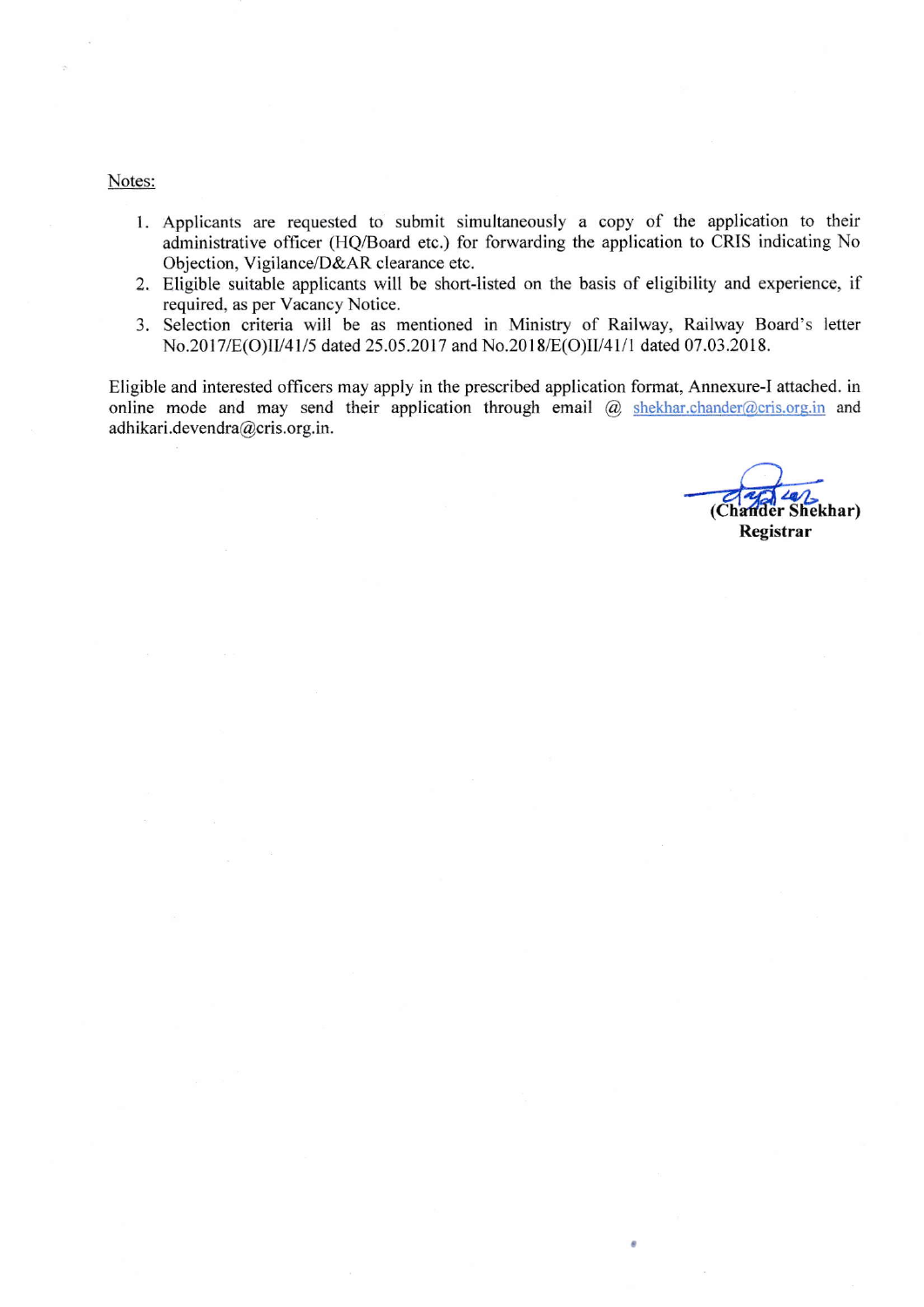Notes:

1. Applicants are requested to submit simultaneously a copy of the application to their administrative officer (HQ/Board etc.) for forwarding the application to CRIS indicating No Objection, Vigilance/D&AR clearance etc.
2. Eligible suitable applicants will be short-listed on the basis of eligibility and experience, if required, as per Vacancy Notice.
3. Selection criteria will be as mentioned in Ministry of Railway, Railway Board's letter No.2017/E(O)II/41/5 dated 25.05.2017 and No.2018/E(O)II/41/1 dated 07.03.2018.

Eligible and interested officers may apply in the prescribed application format, Annexure-I attached. in online mode and may send their application through email @ shekhar.chander@cris.org.in and adhikari.devendra@cris.org.in.

**(Chander Shekhar)**
**Registrar**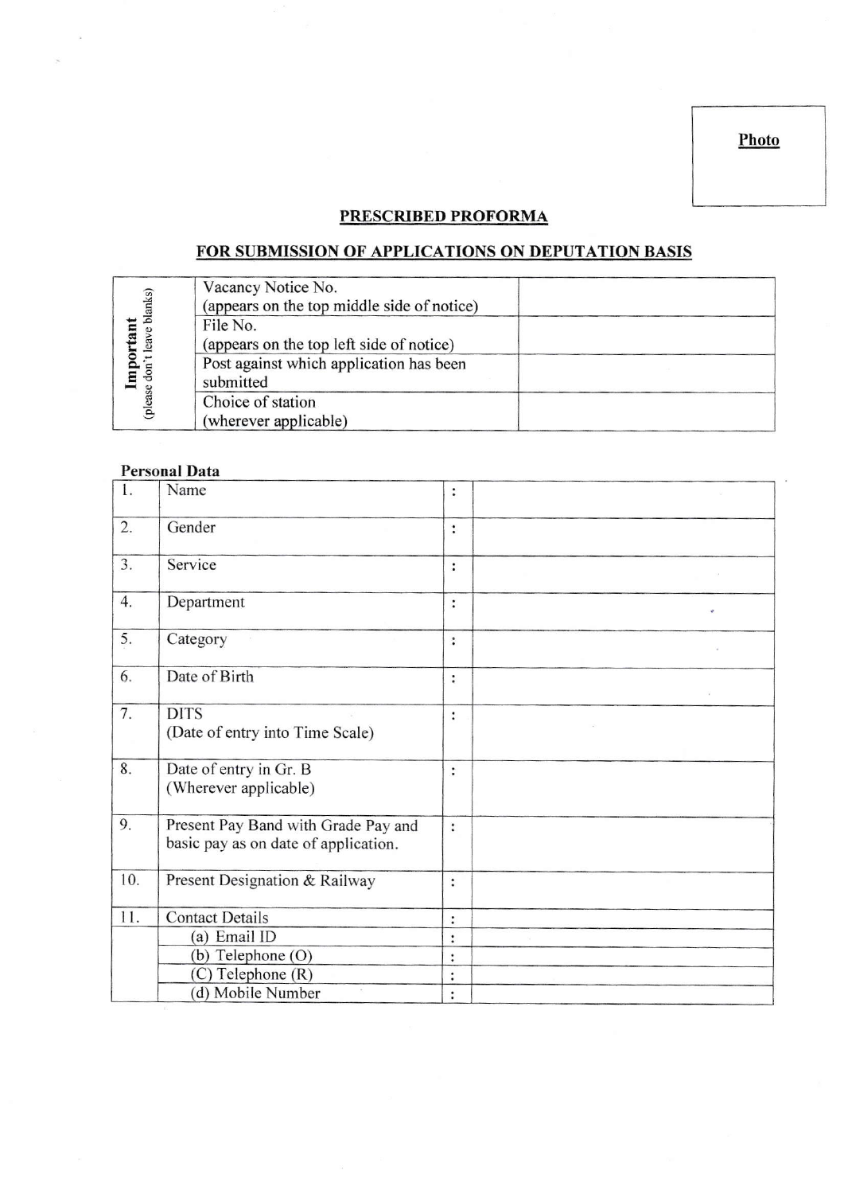Photo

## PRESCRIBED PROFORMA

## FOR SUBMISSION OF APPLICATIONS ON DEPUTATION BASIS

| Important (please don't leave blanks) | | |
|---|---|---|
| | Vacancy Notice No. (appears on the top middle side of notice) | |
| | File No. (appears on the top left side of notice) | |
| | Post against which application has been submitted | |
| | Choice of station (wherever applicable) | |

**Personal Data**

| | | | |
|---|---|---|---|
| 1. | Name | : | |
| 2. | Gender | : | |
| 3. | Service | : | |
| 4. | Department | : | |
| 5. | Category | : | |
| 6. | Date of Birth | : | |
| 7. | DITS (Date of entry into Time Scale) | : | |
| 8. | Date of entry in Gr. B (Wherever applicable) | : | |
| 9. | Present Pay Band with Grade Pay and basic pay as on date of application. | : | |
| 10. | Present Designation & Railway | : | |
| 11. | Contact Details | : | |
| | (a) Email ID | : | |
| | (b) Telephone (O) | : | |
| | (C) Telephone (R) | : | |
| | (d) Mobile Number | : | |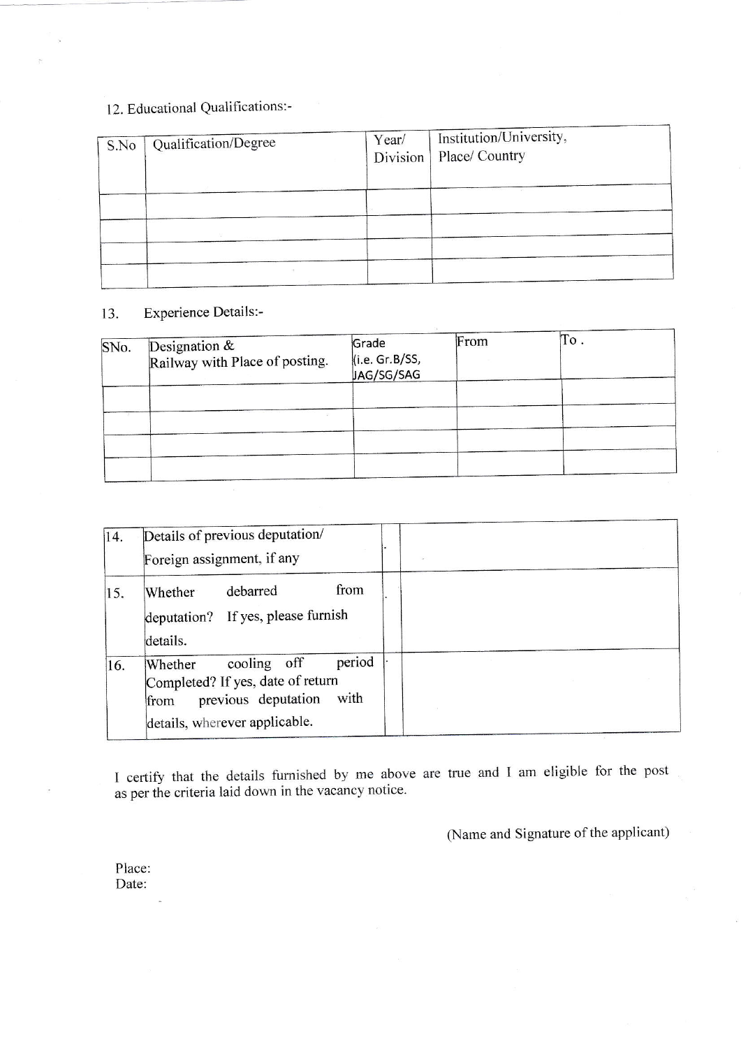12. Educational Qualifications:-

| S.No | Qualification/Degree | Year/ Division | Institution/University, Place/ Country |
|---|---|---|---|
| | | | |
| | | | |
| | | | |
| | | | |

13. Experience Details:-

| SNo. | Designation & Railway with Place of posting. | Grade (i.e. Gr.B/SS, JAG/SG/SAG | From | To . |
|---|---|---|---|---|
| | | | | |
| | | | | |
| | | | | |
| | | | | |

| | | | |
|---|---|---|---|
| 14. | Details of previous deputation/ Foreign assignment, if any | . | |
| 15. | Whether debarred from deputation? If yes, please furnish details. | . | |
| 16. | Whether cooling off period Completed? If yes, date of return from previous deputation with details, wherever applicable. | . | |

I certify that the details furnished by me above are true and I am eligible for the post as per the criteria laid down in the vacancy notice.

(Name and Signature of the applicant)

Place:
Date: